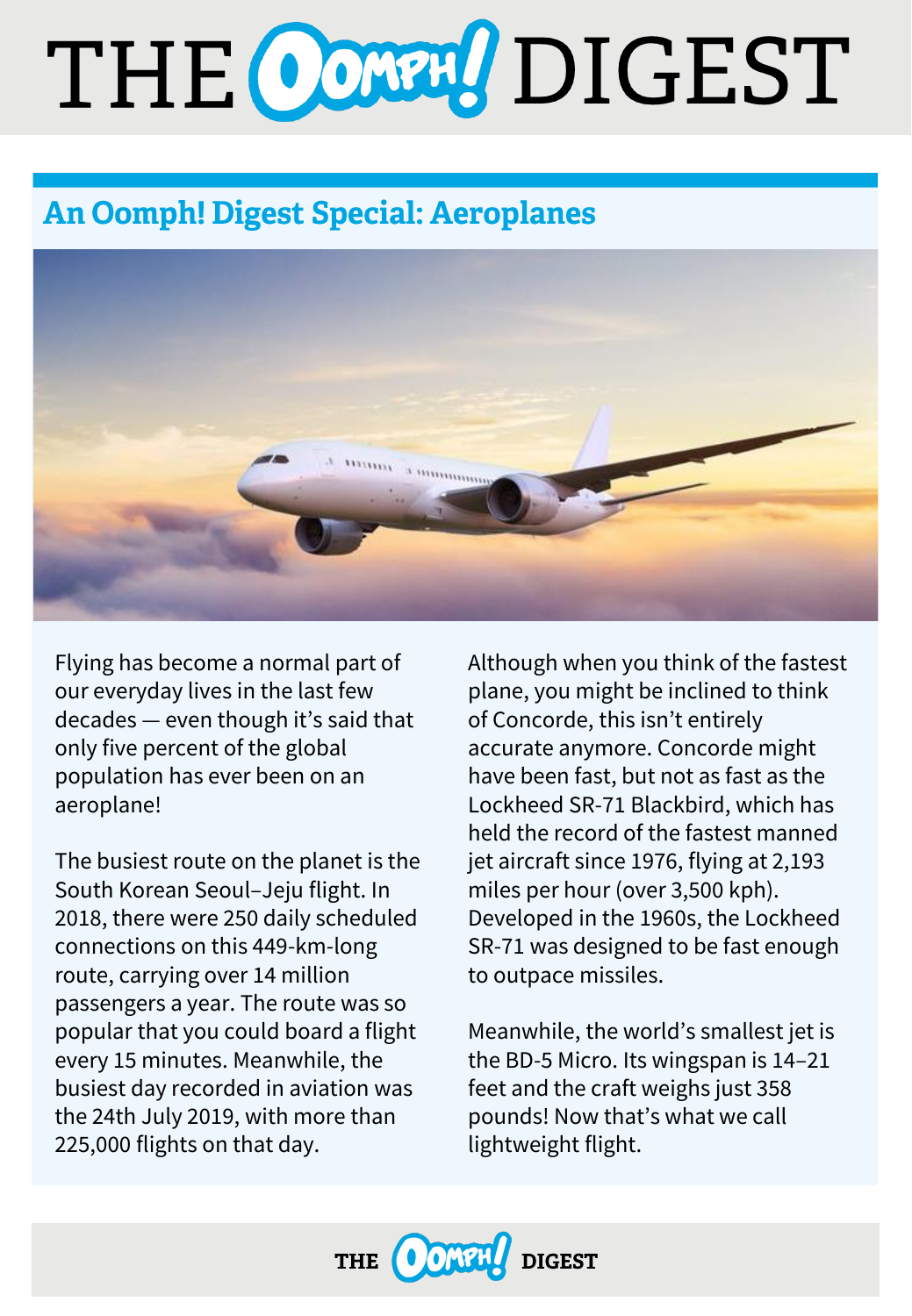# THE OOMPH! DIGEST

## An Oomph! Digest Special: Aeroplanes

Flying has become a normal part of our everyday lives in the last few decades — even though it's said that only five percent of the global population has ever been on an aeroplane!

The busiest route on the planet is the South Korean Seoul–Jeju flight. In 2018, there were 250 daily scheduled connections on this 449-km-long route, carrying over 14 million passengers a year. The route was so popular that you could board a flight every 15 minutes. Meanwhile, the busiest day recorded in aviation was the 24th July 2019, with more than 225,000 flights on that day.

Although when you think of the fastest plane, you might be inclined to think of Concorde, this isn't entirely accurate anymore. Concorde might have been fast, but not as fast as the Lockheed SR-71 Blackbird, which has held the record of the fastest manned jet aircraft since 1976, flying at 2,193 miles per hour (over 3,500 kph). Developed in the 1960s, the Lockheed SR-71 was designed to be fast enough to outpace missiles.

Meanwhile, the world's smallest jet is the BD-5 Micro. Its wingspan is 14–21 feet and the craft weighs just 358 pounds! Now that's what we call lightweight flight.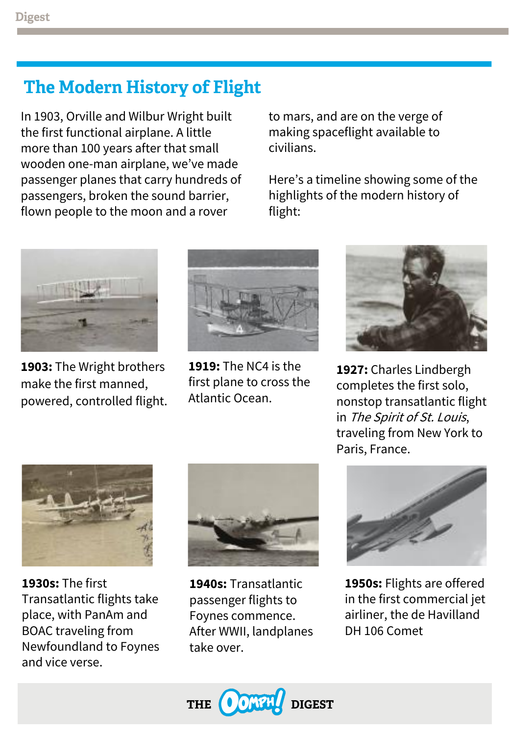## The Modern History of Flight

In 1903, Orville and Wilbur Wright built the first functional airplane. A little more than 100 years after that small wooden one-man airplane, we've made passenger planes that carry hundreds of passengers, broken the sound barrier, flown people to the moon and a rover to mars, and are on the verge of making spaceflight available to civilians.

Here's a timeline showing some of the highlights of the modern history of flight:

**1903:** The Wright brothers make the first manned, powered, controlled flight.

**1919:** The NC4 is the first plane to cross the Atlantic Ocean.

**1927:** Charles Lindbergh completes the first solo, nonstop transatlantic flight in *The Spirit of St. Louis*, traveling from New York to Paris, France.

**1930s:** The first Transatlantic flights take place, with PanAm and BOAC traveling from Newfoundland to Foynes and vice verse.

**1940s:** Transatlantic passenger flights to Foynes commence. After WWII, landplanes take over.

**1950s:** Flights are offered in the first commercial jet airliner, the de Havilland DH 106 Comet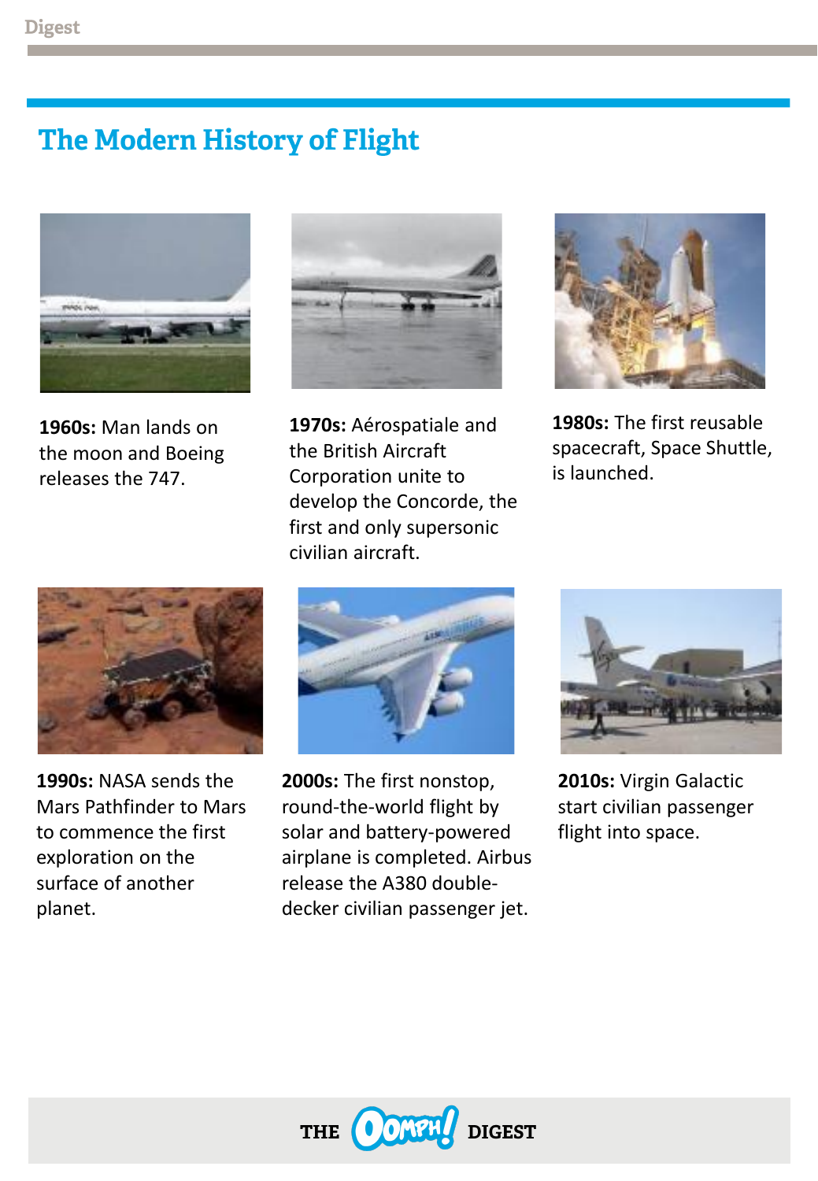# The Modern History of Flight

**1960s:** Man lands on the moon and Boeing releases the 747.

**1970s:** Aérospatiale and the British Aircraft Corporation unite to develop the Concorde, the first and only supersonic civilian aircraft.

**1980s:** The first reusable spacecraft, Space Shuttle, is launched.

**1990s:** NASA sends the Mars Pathfinder to Mars to commence the first exploration on the surface of another planet.

**2000s:** The first nonstop, round-the-world flight by solar and battery-powered airplane is completed. Airbus release the A380 double-decker civilian passenger jet.

**2010s:** Virgin Galactic start civilian passenger flight into space.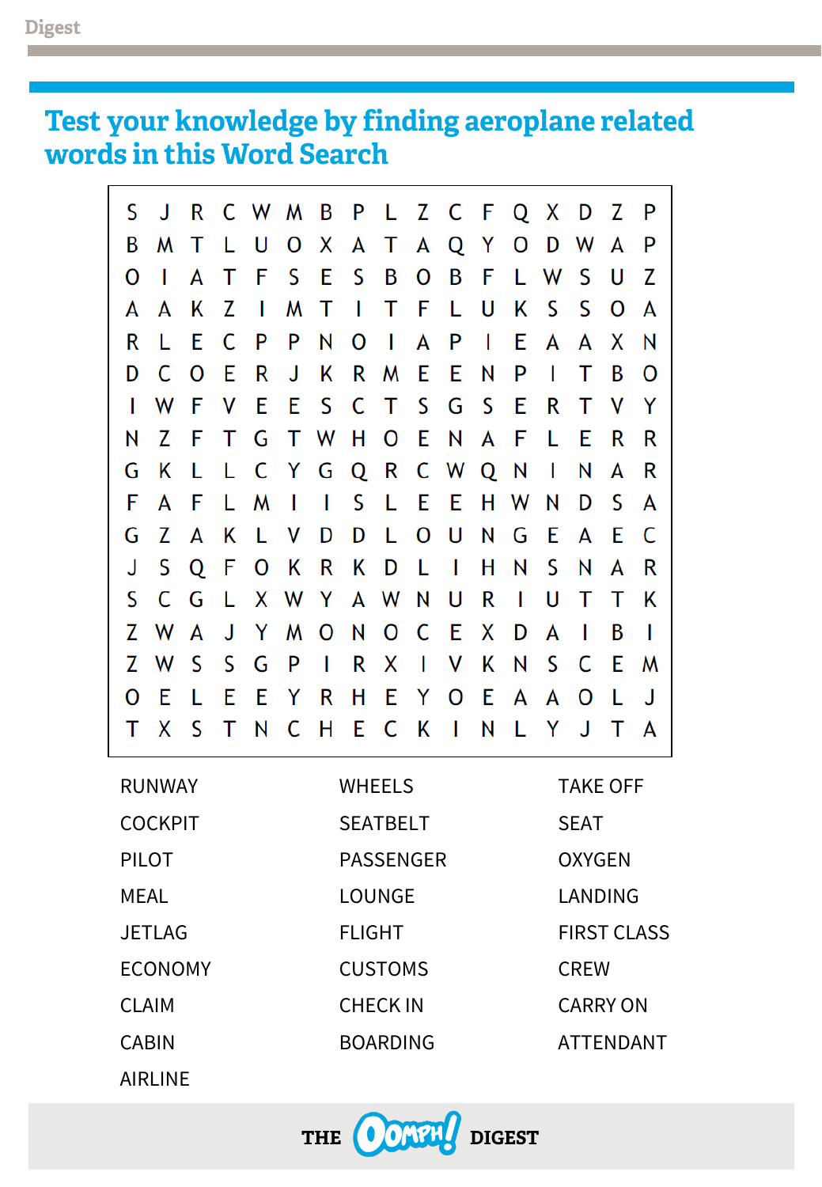## Test your knowledge by finding aeroplane related words in this Word Search

```
S J R C W M B P L Z C F Q X D Z P
B M T L U O X A T A Q Y O D W A P
O I A T F S E S B O B F L W S U Z
A A K Z I M T I T F L U K S S O A
R L E C P P N O I A P I E A A X N
D C O E R J K R M E E N P I T B O
I W F V E E S C T S G S E R T V Y
N Z F T G T W H O E N A F L E R R
G K L L C Y G Q R C W Q N I N A R
F A F L M I I S L E E H W N D S A
G Z A K L V D D L O U N G E A E C
J S Q F O K R K D L I H N S N A R
S C G L X W Y A W N U R I U T T K
Z W A J Y M O N O C E X D A I B I
Z W S S G P I R X I V K N S C E M
O E L E E Y R H E Y O E A A O L J
T X S T N C H E C K I N L Y J T A
```

| | | |
|---|---|---|
| RUNWAY | WHEELS | TAKE OFF |
| COCKPIT | SEATBELT | SEAT |
| PILOT | PASSENGER | OXYGEN |
| MEAL | LOUNGE | LANDING |
| JETLAG | FLIGHT | FIRST CLASS |
| ECONOMY | CUSTOMS | CREW |
| CLAIM | CHECK IN | CARRY ON |
| CABIN | BOARDING | ATTENDANT |
| AIRLINE | | |

THE OOMPH! DIGEST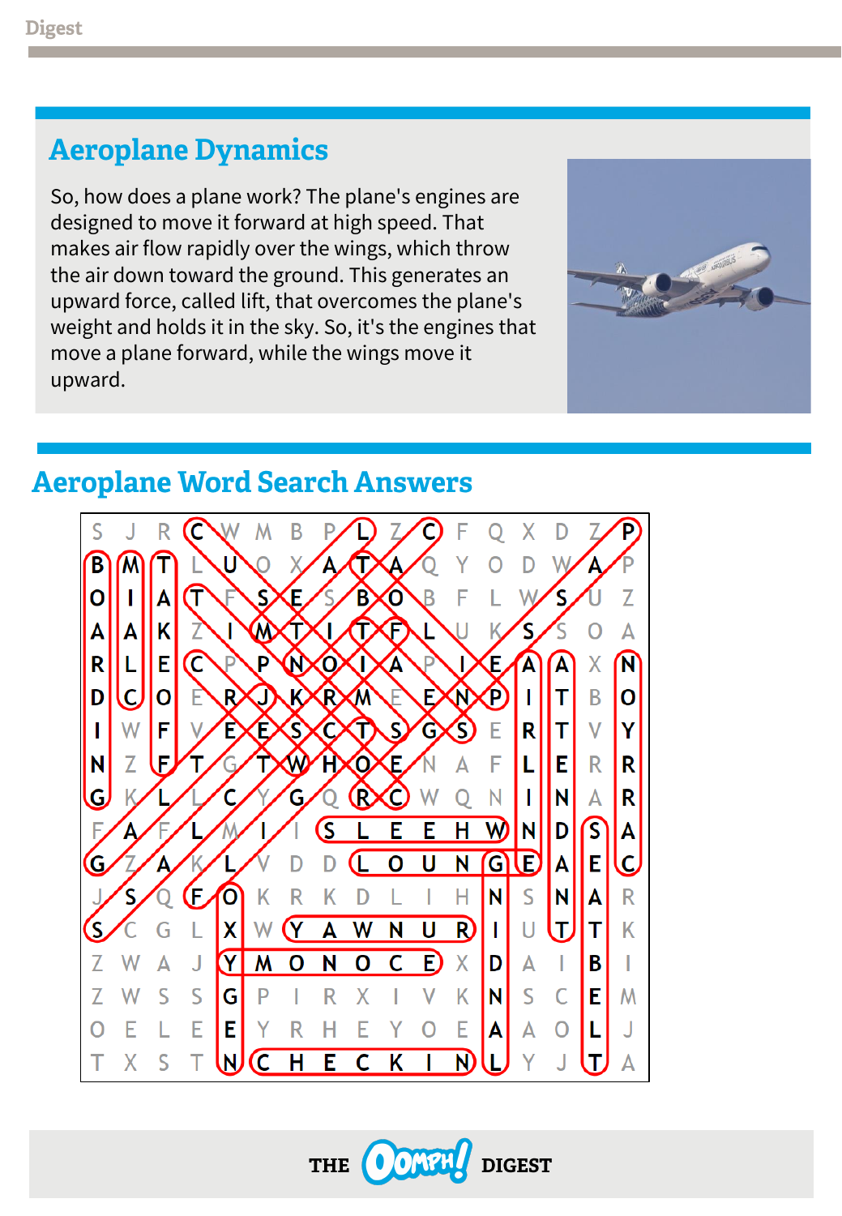## Aeroplane Dynamics

So, how does a plane work? The plane's engines are designed to move it forward at high speed. That makes air flow rapidly over the wings, which throw the air down toward the ground. This generates an upward force, called lift, that overcomes the plane's weight and holds it in the sky. So, it's the engines that move a plane forward, while the wings move it upward.

## Aeroplane Word Search Answers

```
S J R C W M B P L Z C F Q X D Z P
B M T L U O X A T A Q Y O D W A P
O I A T F S E S B O B F L W S U Z
A A K Z I M T I T F L U K S S O A
R L E C P P N O I A P I E A A X N
D C O E R J K R M E E N P I T B O
I W F V E E S C T S G S E R T V Y
N Z F T G T W H O E N A F L E R R
G K L L C Y G Q R C W Q N I N A R
F A F L M I I S L E E H W N D S A
G Z A K L V D D L O U N G E A E C
J S Q F O K R K D L I H N S N A R
S C G L X W Y A W N U R I U T T K
Z W A J Y M O N O C E X D A I B I
Z W S S G P I R X I V K N S C E M
O E L E E Y R H E Y O E A A O L J
T X S T N C H E C K I N L Y J T A
```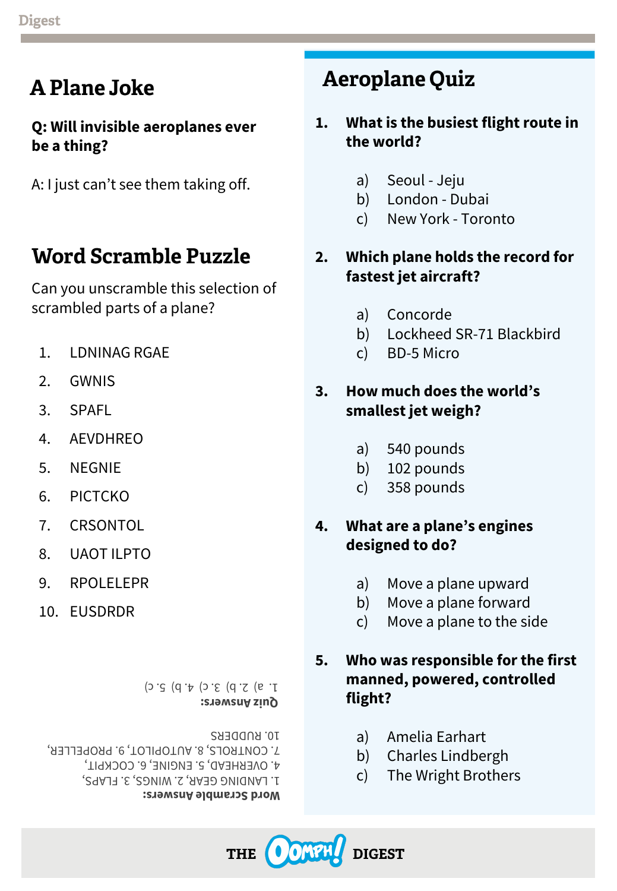## A Plane Joke

**Q: Will invisible aeroplanes ever be a thing?**

A: I just can't see them taking off.

## Word Scramble Puzzle

Can you unscramble this selection of scrambled parts of a plane?

1. LDNINAG RGAE
2. GWNIS
3. SPAFL
4. AEVDHREO
5. NEGNIE
6. PICTCKO
7. CRSONTOL
8. UAOT ILPTO
9. RPOLELEPR
10. EUSDRDR

**Quiz Answers:**
1. a) 2. b) 3. c) 4. b) 5. c)

**Word Scramble Answers:**
1. LANDING GEAR, 2. WINGS, 3. FLAPS, 4. OVERHEAD, 5. ENGINE, 6. COCKPIT, 7. CONTROLS, 8. AUTOPILOT, 9. PROPELLER, 10. RUDDERS

## Aeroplane Quiz

1. **What is the busiest flight route in the world?**
   a) Seoul - Jeju
   b) London - Dubai
   c) New York - Toronto

2. **Which plane holds the record for fastest jet aircraft?**
   a) Concorde
   b) Lockheed SR-71 Blackbird
   c) BD-5 Micro

3. **How much does the world's smallest jet weigh?**
   a) 540 pounds
   b) 102 pounds
   c) 358 pounds

4. **What are a plane's engines designed to do?**
   a) Move a plane upward
   b) Move a plane forward
   c) Move a plane to the side

5. **Who was responsible for the first manned, powered, controlled flight?**
   a) Amelia Earhart
   b) Charles Lindbergh
   c) The Wright Brothers